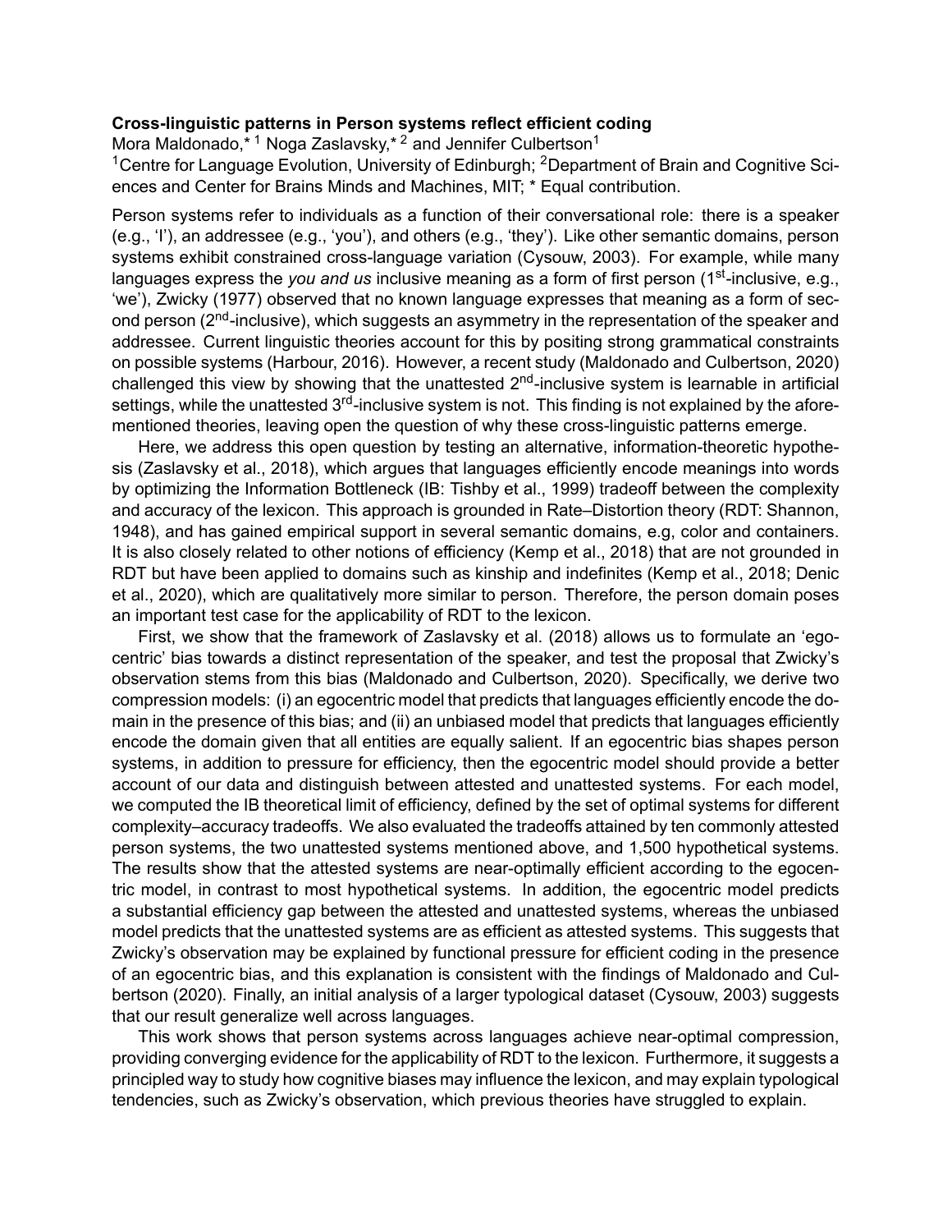**Cross-linguistic patterns in Person systems reflect efficient coding**

Mora Maldonado,*[1] Noga Zaslavsky,*[2] and Jennifer Culbertson[1]

[1]Centre for Language Evolution, University of Edinburgh; [2]Department of Brain and Cognitive Sciences and Center for Brains Minds and Machines, MIT; * Equal contribution.

Person systems refer to individuals as a function of their conversational role: there is a speaker (e.g., 'I'), an addressee (e.g., 'you'), and others (e.g., 'they'). Like other semantic domains, person systems exhibit constrained cross-language variation (Cysouw, 2003). For example, while many languages express the *you and us* inclusive meaning as a form of first person (1st-inclusive, e.g., 'we'), Zwicky (1977) observed that no known language expresses that meaning as a form of second person (2nd-inclusive), which suggests an asymmetry in the representation of the speaker and addressee. Current linguistic theories account for this by positing strong grammatical constraints on possible systems (Harbour, 2016). However, a recent study (Maldonado and Culbertson, 2020) challenged this view by showing that the unattested 2nd-inclusive system is learnable in artificial settings, while the unattested 3rd-inclusive system is not. This finding is not explained by the aforementioned theories, leaving open the question of why these cross-linguistic patterns emerge.

Here, we address this open question by testing an alternative, information-theoretic hypothesis (Zaslavsky et al., 2018), which argues that languages efficiently encode meanings into words by optimizing the Information Bottleneck (IB: Tishby et al., 1999) tradeoff between the complexity and accuracy of the lexicon. This approach is grounded in Rate–Distortion theory (RDT: Shannon, 1948), and has gained empirical support in several semantic domains, e.g, color and containers. It is also closely related to other notions of efficiency (Kemp et al., 2018) that are not grounded in RDT but have been applied to domains such as kinship and indefinites (Kemp et al., 2018; Denic et al., 2020), which are qualitatively more similar to person. Therefore, the person domain poses an important test case for the applicability of RDT to the lexicon.

First, we show that the framework of Zaslavsky et al. (2018) allows us to formulate an 'egocentric' bias towards a distinct representation of the speaker, and test the proposal that Zwicky's observation stems from this bias (Maldonado and Culbertson, 2020). Specifically, we derive two compression models: (i) an egocentric model that predicts that languages efficiently encode the domain in the presence of this bias; and (ii) an unbiased model that predicts that languages efficiently encode the domain given that all entities are equally salient. If an egocentric bias shapes person systems, in addition to pressure for efficiency, then the egocentric model should provide a better account of our data and distinguish between attested and unattested systems. For each model, we computed the IB theoretical limit of efficiency, defined by the set of optimal systems for different complexity–accuracy tradeoffs. We also evaluated the tradeoffs attained by ten commonly attested person systems, the two unattested systems mentioned above, and 1,500 hypothetical systems. The results show that the attested systems are near-optimally efficient according to the egocentric model, in contrast to most hypothetical systems. In addition, the egocentric model predicts a substantial efficiency gap between the attested and unattested systems, whereas the unbiased model predicts that the unattested systems are as efficient as attested systems. This suggests that Zwicky's observation may be explained by functional pressure for efficient coding in the presence of an egocentric bias, and this explanation is consistent with the findings of Maldonado and Culbertson (2020). Finally, an initial analysis of a larger typological dataset (Cysouw, 2003) suggests that our result generalize well across languages.

This work shows that person systems across languages achieve near-optimal compression, providing converging evidence for the applicability of RDT to the lexicon. Furthermore, it suggests a principled way to study how cognitive biases may influence the lexicon, and may explain typological tendencies, such as Zwicky's observation, which previous theories have struggled to explain.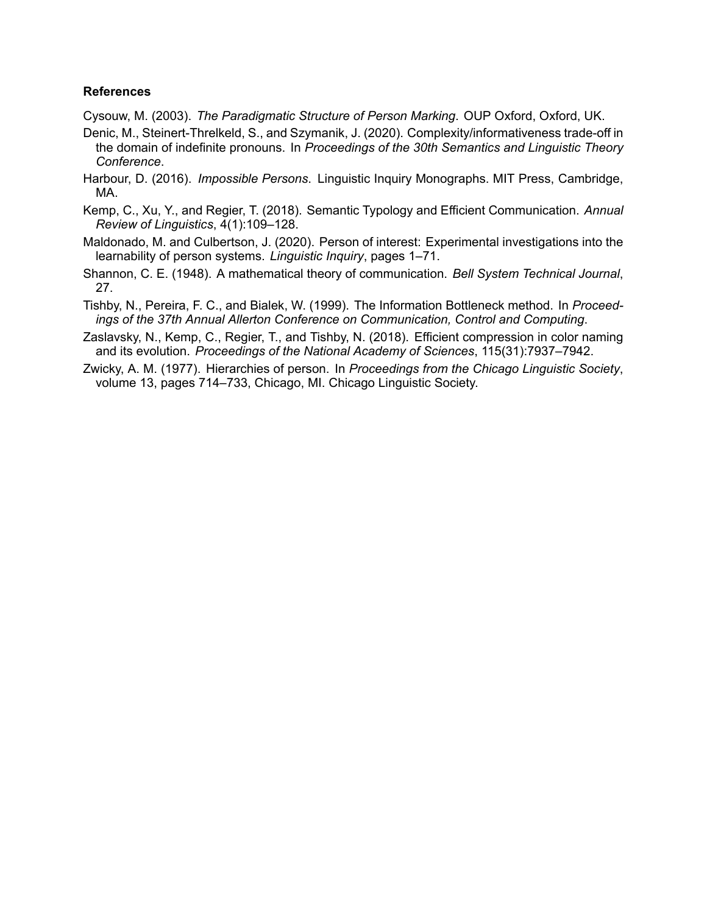## References

Cysouw, M. (2003). *The Paradigmatic Structure of Person Marking*. OUP Oxford, Oxford, UK.

Denic, M., Steinert-Threlkeld, S., and Szymanik, J. (2020). Complexity/informativeness trade-off in the domain of indefinite pronouns. In *Proceedings of the 30th Semantics and Linguistic Theory Conference*.

Harbour, D. (2016). *Impossible Persons*. Linguistic Inquiry Monographs. MIT Press, Cambridge, MA.

Kemp, C., Xu, Y., and Regier, T. (2018). Semantic Typology and Efficient Communication. *Annual Review of Linguistics*, 4(1):109–128.

Maldonado, M. and Culbertson, J. (2020). Person of interest: Experimental investigations into the learnability of person systems. *Linguistic Inquiry*, pages 1–71.

Shannon, C. E. (1948). A mathematical theory of communication. *Bell System Technical Journal*, 27.

Tishby, N., Pereira, F. C., and Bialek, W. (1999). The Information Bottleneck method. In *Proceedings of the 37th Annual Allerton Conference on Communication, Control and Computing*.

Zaslavsky, N., Kemp, C., Regier, T., and Tishby, N. (2018). Efficient compression in color naming and its evolution. *Proceedings of the National Academy of Sciences*, 115(31):7937–7942.

Zwicky, A. M. (1977). Hierarchies of person. In *Proceedings from the Chicago Linguistic Society*, volume 13, pages 714–733, Chicago, MI. Chicago Linguistic Society.